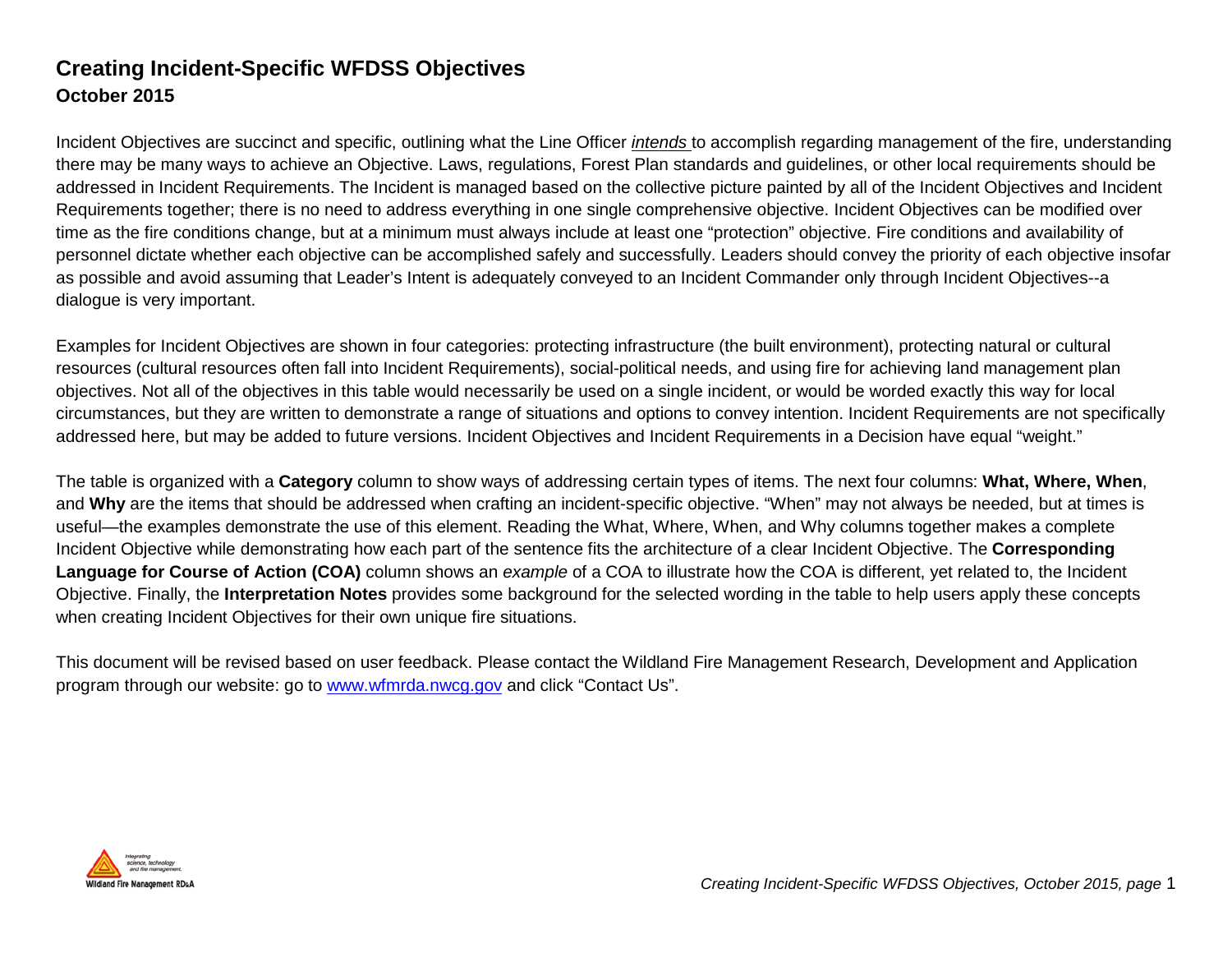# Creating Incident-Specific WFDSS Objectives

## October 2015

Incident Objectives are succinct and specific, outlining what the Line Officer *intends* to accomplish regarding management of the fire, understanding there may be many ways to achieve an Objective. Laws, regulations, Forest Plan standards and guidelines, or other local requirements should be addressed in Incident Requirements. The Incident is managed based on the collective picture painted by all of the Incident Objectives and Incident Requirements together; there is no need to address everything in one single comprehensive objective. Incident Objectives can be modified over time as the fire conditions change, but at a minimum must always include at least one "protection" objective. Fire conditions and availability of personnel dictate whether each objective can be accomplished safely and successfully. Leaders should convey the priority of each objective insofar as possible and avoid assuming that Leader's Intent is adequately conveyed to an Incident Commander only through Incident Objectives--a dialogue is very important.

Examples for Incident Objectives are shown in four categories: protecting infrastructure (the built environment), protecting natural or cultural resources (cultural resources often fall into Incident Requirements), social-political needs, and using fire for achieving land management plan objectives. Not all of the objectives in this table would necessarily be used on a single incident, or would be worded exactly this way for local circumstances, but they are written to demonstrate a range of situations and options to convey intention. Incident Requirements are not specifically addressed here, but may be added to future versions. Incident Objectives and Incident Requirements in a Decision have equal "weight."

The table is organized with a **Category** column to show ways of addressing certain types of items. The next four columns: **What, Where, When**, and **Why** are the items that should be addressed when crafting an incident-specific objective. "When" may not always be needed, but at times is useful—the examples demonstrate the use of this element. Reading the What, Where, When, and Why columns together makes a complete Incident Objective while demonstrating how each part of the sentence fits the architecture of a clear Incident Objective. The **Corresponding Language for Course of Action (COA)** column shows an *example* of a COA to illustrate how the COA is different, yet related to, the Incident Objective. Finally, the **Interpretation Notes** provides some background for the selected wording in the table to help users apply these concepts when creating Incident Objectives for their own unique fire situations.

This document will be revised based on user feedback. Please contact the Wildland Fire Management Research, Development and Application program through our website: go to www.wfmrda.nwcg.gov and click "Contact Us".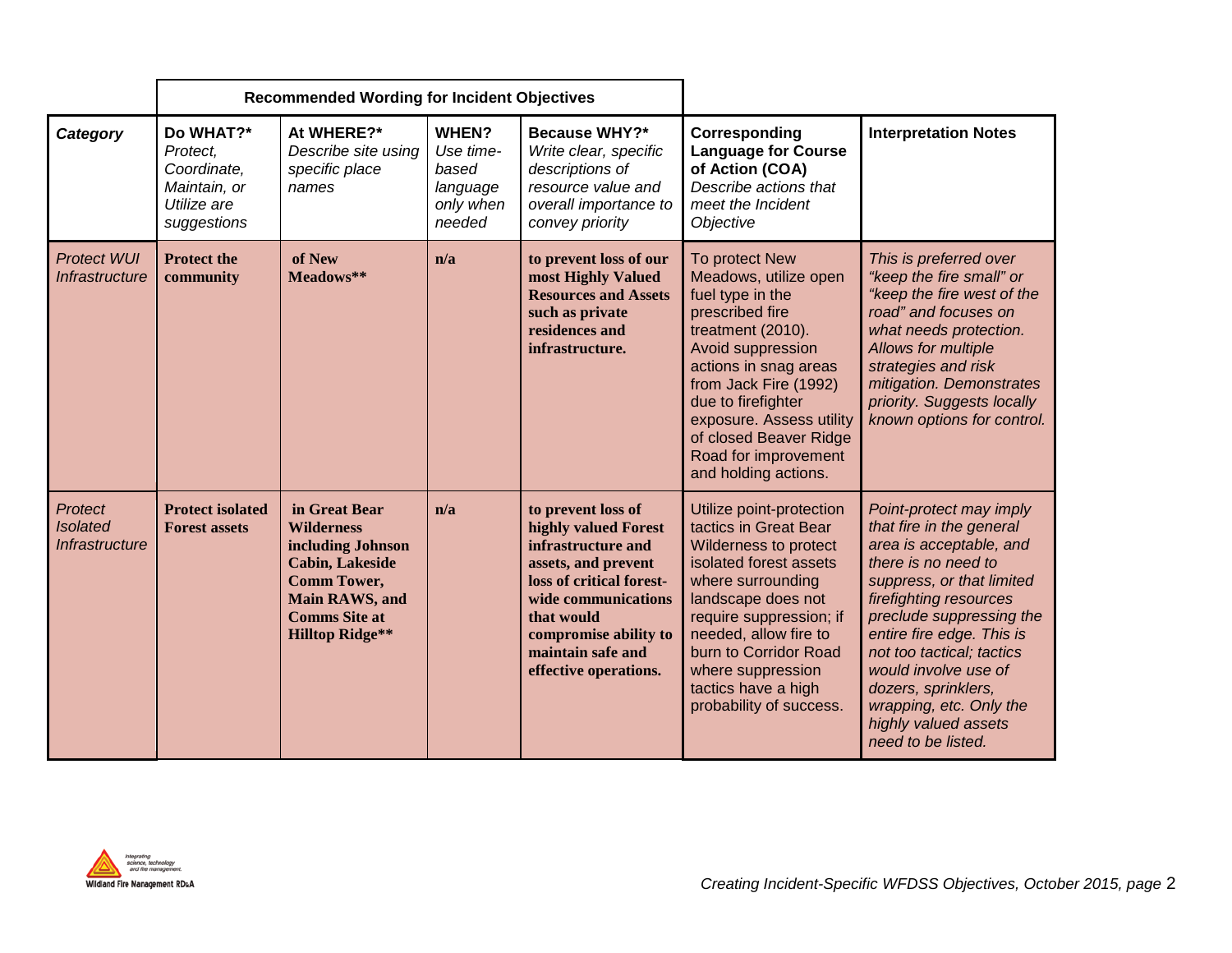| | Recommended Wording for Incident Objectives | | | | | |
|---|---|---|---|---|---|---|
| ***Category*** | **Do WHAT?*** *Protect, Coordinate, Maintain, or Utilize are suggestions* | **At WHERE?*** *Describe site using specific place names* | **WHEN?** *Use time-based language only when needed* | **Because WHY?*** *Write clear, specific descriptions of resource value and overall importance to convey priority* | **Corresponding Language for Course of Action (COA)** *Describe actions that meet the Incident Objective* | **Interpretation Notes** |
| *Protect WUI Infrastructure* | **Protect the community** | **of New Meadows**** | **n/a** | **to prevent loss of our most Highly Valued Resources and Assets such as private residences and infrastructure.** | To protect New Meadows, utilize open fuel type in the prescribed fire treatment (2010). Avoid suppression actions in snag areas from Jack Fire (1992) due to firefighter exposure. Assess utility of closed Beaver Ridge Road for improvement and holding actions. | *This is preferred over "keep the fire small" or "keep the fire west of the road" and focuses on what needs protection. Allows for multiple strategies and risk mitigation. Demonstrates priority. Suggests locally known options for control.* |
| *Protect Isolated Infrastructure* | **Protect isolated Forest assets** | **in Great Bear Wilderness including Johnson Cabin, Lakeside Comm Tower, Main RAWS, and Comms Site at Hilltop Ridge**** | **n/a** | **to prevent loss of highly valued Forest infrastructure and assets, and prevent loss of critical forest-wide communications that would compromise ability to maintain safe and effective operations.** | Utilize point-protection tactics in Great Bear Wilderness to protect isolated forest assets where surrounding landscape does not require suppression; if needed, allow fire to burn to Corridor Road where suppression tactics have a high probability of success. | *Point-protect may imply that fire in the general area is acceptable, and there is no need to suppress, or that limited firefighting resources preclude suppressing the entire fire edge. This is not too tactical; tactics would involve use of dozers, sprinklers, wrapping, etc. Only the highly valued assets need to be listed.* |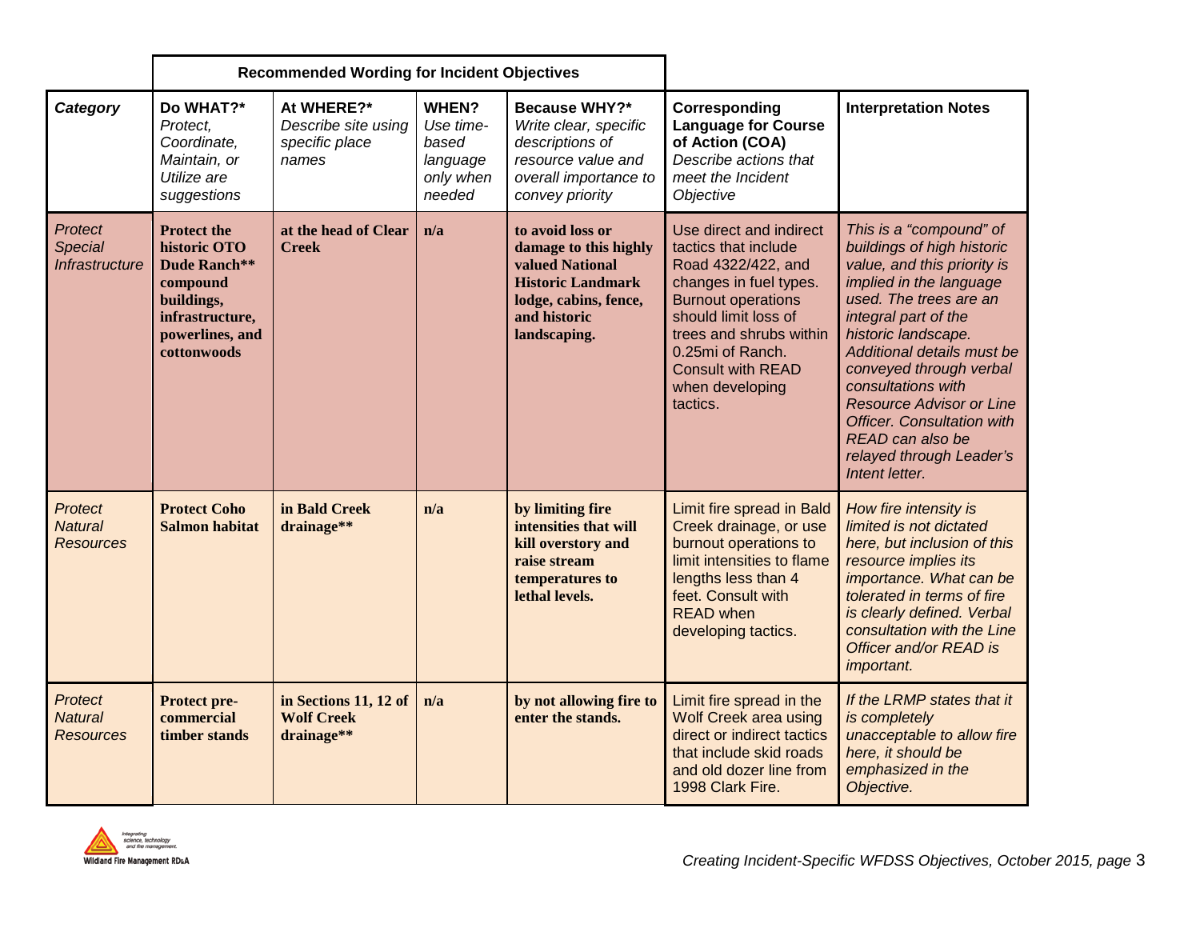| | Recommended Wording for Incident Objectives | | | | | |
|---|---|---|---|---|---|---|
| ***Category*** | **Do WHAT?*** *Protect, Coordinate, Maintain, or Utilize are suggestions* | **At WHERE?*** *Describe site using specific place names* | **WHEN?** *Use time-based language only when needed* | **Because WHY?*** *Write clear, specific descriptions of resource value and overall importance to convey priority* | **Corresponding Language for Course of Action (COA)** *Describe actions that meet the Incident Objective* | **Interpretation Notes** |
| *Protect Special Infrastructure* | **Protect the historic OTO Dude Ranch** compound buildings, infrastructure, powerlines, and cottonwoods** | **at the head of Clear Creek** | **n/a** | **to avoid loss or damage to this highly valued National Historic Landmark lodge, cabins, fence, and historic landscaping.** | Use direct and indirect tactics that include Road 4322/422, and changes in fuel types. Burnout operations should limit loss of trees and shrubs within 0.25mi of Ranch. Consult with READ when developing tactics. | *This is a "compound" of buildings of high historic value, and this priority is implied in the language used. The trees are an integral part of the historic landscape. Additional details must be conveyed through verbal consultations with Resource Advisor or Line Officer. Consultation with READ can also be relayed through Leader's Intent letter.* |
| *Protect Natural Resources* | **Protect Coho Salmon habitat** | **in Bald Creek drainage**** | **n/a** | **by limiting fire intensities that will kill overstory and raise stream temperatures to lethal levels.** | Limit fire spread in Bald Creek drainage, or use burnout operations to limit intensities to flame lengths less than 4 feet. Consult with READ when developing tactics. | *How fire intensity is limited is not dictated here, but inclusion of this resource implies its importance. What can be tolerated in terms of fire is clearly defined. Verbal consultation with the Line Officer and/or READ is important.* |
| *Protect Natural Resources* | **Protect pre-commercial timber stands** | **in Sections 11, 12 of Wolf Creek drainage**** | **n/a** | **by not allowing fire to enter the stands.** | Limit fire spread in the Wolf Creek area using direct or indirect tactics that include skid roads and old dozer line from 1998 Clark Fire. | *If the LRMP states that it is completely unacceptable to allow fire here, it should be emphasized in the Objective.* |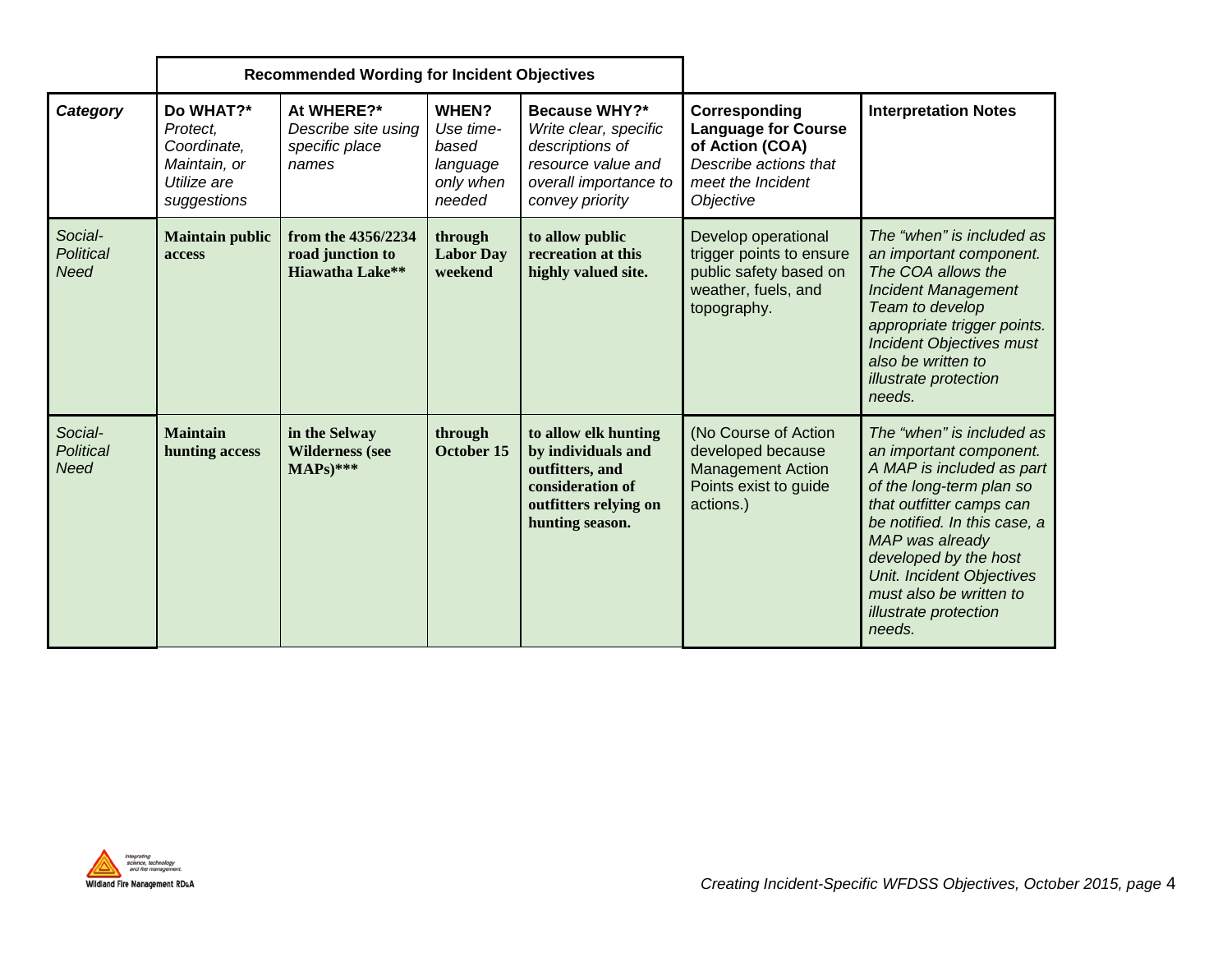| | Recommended Wording for Incident Objectives | | | | | |
|---|---|---|---|---|---|---|
| ***Category*** | **Do WHAT?*** *Protect, Coordinate, Maintain, or Utilize are suggestions* | **At WHERE?*** *Describe site using specific place names* | **WHEN?** *Use time-based language only when needed* | **Because WHY?*** *Write clear, specific descriptions of resource value and overall importance to convey priority* | **Corresponding Language for Course of Action (COA)** *Describe actions that meet the Incident Objective* | **Interpretation Notes** |
| *Social-Political Need* | **Maintain public access** | **from the 4356/2234 road junction to Hiawatha Lake**** | **through Labor Day weekend** | **to allow public recreation at this highly valued site.** | Develop operational trigger points to ensure public safety based on weather, fuels, and topography. | *The "when" is included as an important component. The COA allows the Incident Management Team to develop appropriate trigger points. Incident Objectives must also be written to illustrate protection needs.* |
| *Social-Political Need* | **Maintain hunting access** | **in the Selway Wilderness (see MAPs)***** | **through October 15** | **to allow elk hunting by individuals and outfitters, and consideration of outfitters relying on hunting season.** | (No Course of Action developed because Management Action Points exist to guide actions.) | *The "when" is included as an important component. A MAP is included as part of the long-term plan so that outfitter camps can be notified. In this case, a MAP was already developed by the host Unit. Incident Objectives must also be written to illustrate protection needs.* |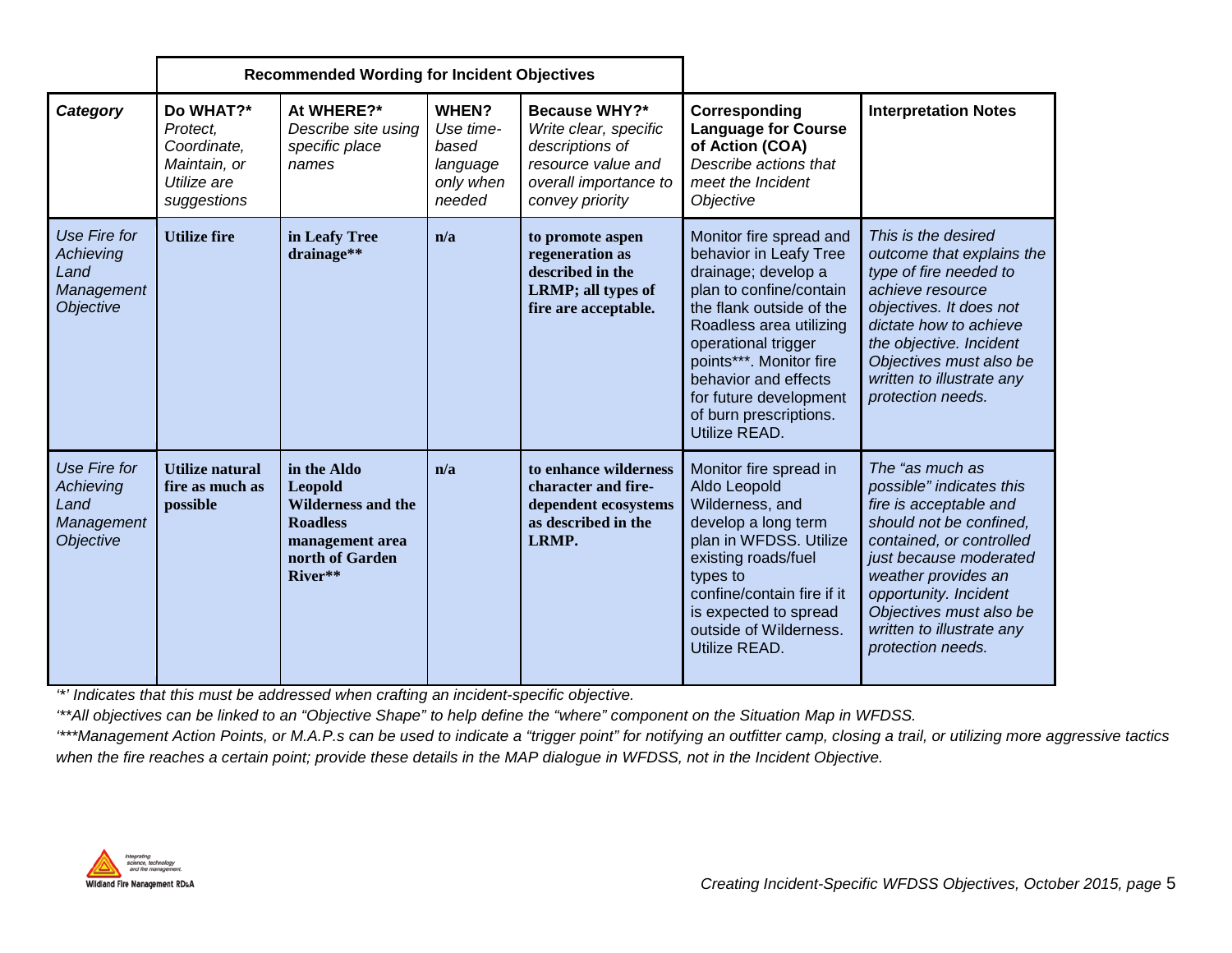| | Recommended Wording for Incident Objectives | | | | | |
|---|---|---|---|---|---|---|
| ***Category*** | **Do WHAT?*** *Protect, Coordinate, Maintain, or Utilize are suggestions* | **At WHERE?*** *Describe site using specific place names* | **WHEN?** *Use time-based language only when needed* | **Because WHY?*** *Write clear, specific descriptions of resource value and overall importance to convey priority* | **Corresponding Language for Course of Action (COA)** *Describe actions that meet the Incident Objective* | **Interpretation Notes** |
| *Use Fire for Achieving Land Management Objective* | **Utilize fire** | **in Leafy Tree drainage**** | **n/a** | **to promote aspen regeneration as described in the LRMP; all types of fire are acceptable.** | Monitor fire spread and behavior in Leafy Tree drainage; develop a plan to confine/contain the flank outside of the Roadless area utilizing operational trigger points***. Monitor fire behavior and effects for future development of burn prescriptions. Utilize READ. | *This is the desired outcome that explains the type of fire needed to achieve resource objectives. It does not dictate how to achieve the objective. Incident Objectives must also be written to illustrate any protection needs.* |
| *Use Fire for Achieving Land Management Objective* | **Utilize natural fire as much as possible** | **in the Aldo Leopold Wilderness and the Roadless management area north of Garden River**** | **n/a** | **to enhance wilderness character and fire-dependent ecosystems as described in the LRMP.** | Monitor fire spread in Aldo Leopold Wilderness, and develop a long term plan in WFDSS. Utilize existing roads/fuel types to confine/contain fire if it is expected to spread outside of Wilderness. Utilize READ. | *The "as much as possible" indicates this fire is acceptable and should not be confined, contained, or controlled just because moderated weather provides an opportunity. Incident Objectives must also be written to illustrate any protection needs.* |

*'*' Indicates that this must be addressed when crafting an incident-specific objective.*

*'**All objectives can be linked to an "Objective Shape" to help define the "where" component on the Situation Map in WFDSS.*

*'***Management Action Points, or M.A.P.s can be used to indicate a "trigger point" for notifying an outfitter camp, closing a trail, or utilizing more aggressive tactics when the fire reaches a certain point; provide these details in the MAP dialogue in WFDSS, not in the Incident Objective.*